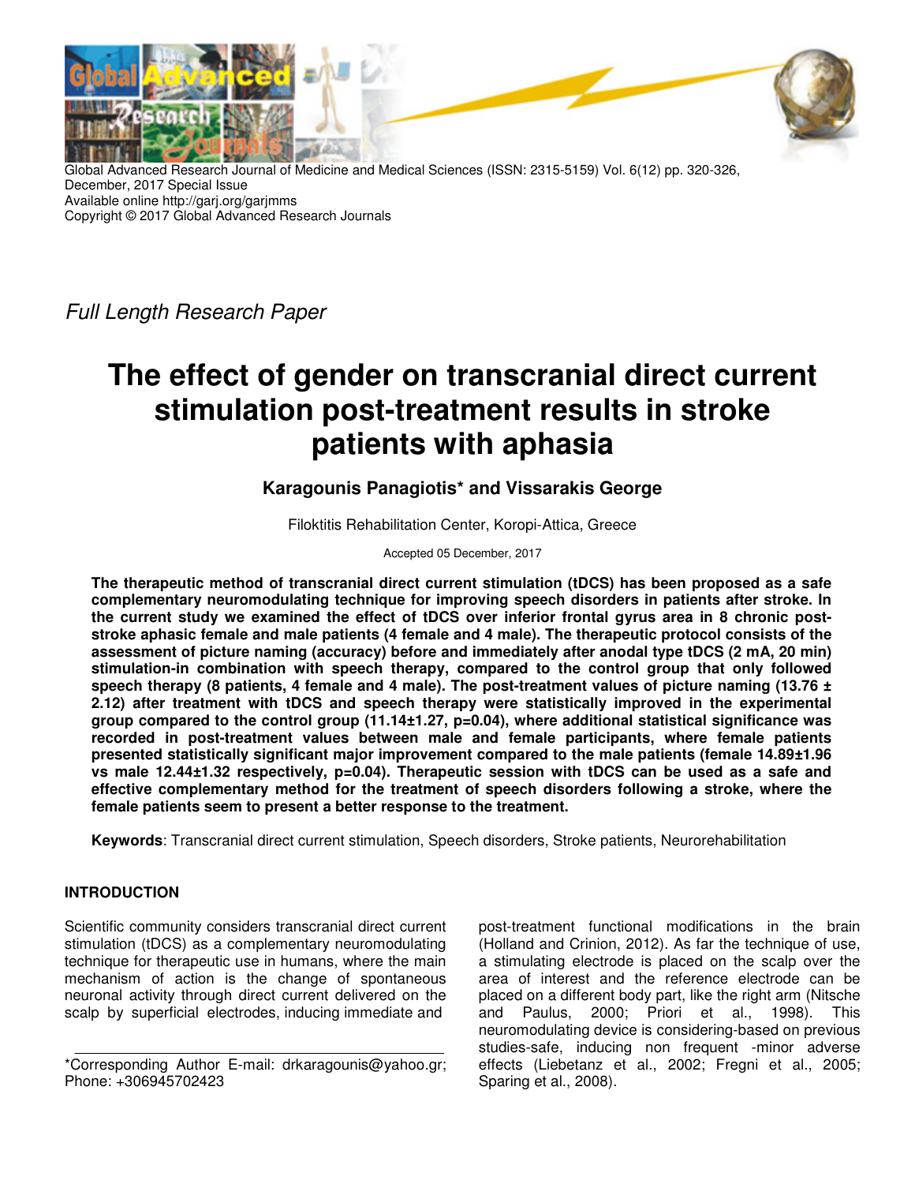Global Advanced Research Journal of Medicine and Medical Sciences (ISSN: 2315-5159) Vol. 6(12) pp. 320-326, December, 2017 Special Issue
Available online http://garj.org/garjmms
Copyright © 2017 Global Advanced Research Journals

*Full Length Research Paper*

# The effect of gender on transcranial direct current stimulation post-treatment results in stroke patients with aphasia

**Karagounis Panagiotis* and Vissarakis George**

Filoktitis Rehabilitation Center, Koropi-Attica, Greece

Accepted 05 December, 2017

**The therapeutic method of transcranial direct current stimulation (tDCS) has been proposed as a safe complementary neuromodulating technique for improving speech disorders in patients after stroke. In the current study we examined the effect of tDCS over inferior frontal gyrus area in 8 chronic post-stroke aphasic female and male patients (4 female and 4 male). The therapeutic protocol consists of the assessment of picture naming (accuracy) before and immediately after anodal type tDCS (2 mA, 20 min) stimulation-in combination with speech therapy, compared to the control group that only followed speech therapy (8 patients, 4 female and 4 male). The post-treatment values of picture naming (13.76 ± 2.12) after treatment with tDCS and speech therapy were statistically improved in the experimental group compared to the control group (11.14±1.27, p=0.04), where additional statistical significance was recorded in post-treatment values between male and female participants, where female patients presented statistically significant major improvement compared to the male patients (female 14.89±1.96 vs male 12.44±1.32 respectively, p=0.04). Therapeutic session with tDCS can be used as a safe and effective complementary method for the treatment of speech disorders following a stroke, where the female patients seem to present a better response to the treatment.**

**Keywords**: Transcranial direct current stimulation, Speech disorders, Stroke patients, Neurorehabilitation

## INTRODUCTION

Scientific community considers transcranial direct current stimulation (tDCS) as a complementary neuromodulating technique for therapeutic use in humans, where the main mechanism of action is the change of spontaneous neuronal activity through direct current delivered on the scalp by superficial electrodes, inducing immediate and post-treatment functional modifications in the brain (Holland and Crinion, 2012). As far the technique of use, a stimulating electrode is placed on the scalp over the area of interest and the reference electrode can be placed on a different body part, like the right arm (Nitsche and Paulus, 2000; Priori et al., 1998). This neuromodulating device is considering-based on previous studies-safe, inducing non frequent -minor adverse effects (Liebetanz et al., 2002; Fregni et al., 2005; Sparing et al., 2008).

*Corresponding Author E-mail: drkaragounis@yahoo.gr; Phone: +306945702423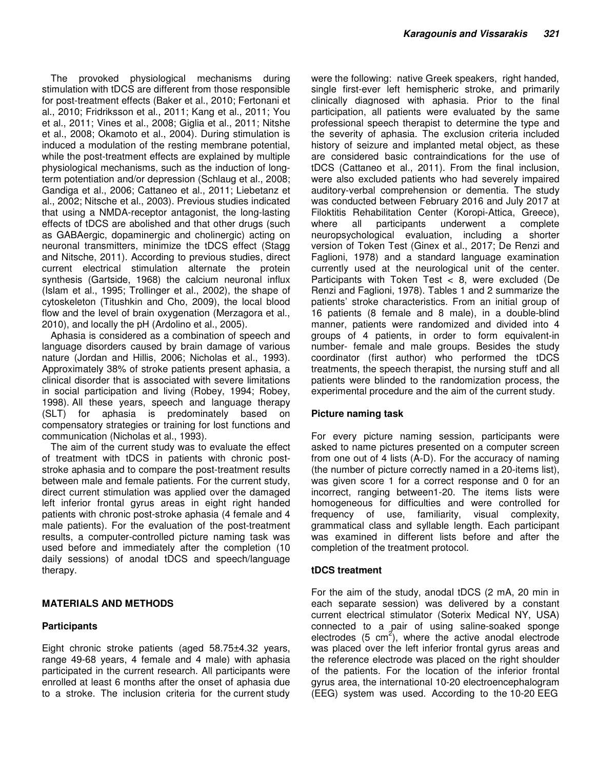The provoked physiological mechanisms during stimulation with tDCS are different from those responsible for post-treatment effects (Baker et al., 2010; Fertonani et al., 2010; Fridriksson et al., 2011; Kang et al., 2011; You et al., 2011; Vines et al., 2008; Giglia et al., 2011; Nitshe et al., 2008; Okamoto et al., 2004). During stimulation is induced a modulation of the resting membrane potential, while the post-treatment effects are explained by multiple physiological mechanisms, such as the induction of long-term potentiation and/or depression (Schlaug et al., 2008; Gandiga et al., 2006; Cattaneo et al., 2011; Liebetanz et al., 2002; Nitsche et al., 2003). Previous studies indicated that using a NMDA-receptor antagonist, the long-lasting effects of tDCS are abolished and that other drugs (such as GABAergic, dopaminergic and cholinergic) acting on neuronal transmitters, minimize the tDCS effect (Stagg and Nitsche, 2011). According to previous studies, direct current electrical stimulation alternate the protein synthesis (Gartside, 1968) the calcium neuronal influx (Islam et al., 1995; Trollinger et al., 2002), the shape of cytoskeleton (Titushkin and Cho, 2009), the local blood flow and the level of brain oxygenation (Merzagora et al., 2010), and locally the pH (Ardolino et al., 2005).

Aphasia is considered as a combination of speech and language disorders caused by brain damage of various nature (Jordan and Hillis, 2006; Nicholas et al., 1993). Approximately 38% of stroke patients present aphasia, a clinical disorder that is associated with severe limitations in social participation and living (Robey, 1994; Robey, 1998). All these years, speech and language therapy (SLT) for aphasia is predominately based on compensatory strategies or training for lost functions and communication (Nicholas et al., 1993).

The aim of the current study was to evaluate the effect of treatment with tDCS in patients with chronic post-stroke aphasia and to compare the post-treatment results between male and female patients. For the current study, direct current stimulation was applied over the damaged left inferior frontal gyrus areas in eight right handed patients with chronic post-stroke aphasia (4 female and 4 male patients). For the evaluation of the post-treatment results, a computer-controlled picture naming task was used before and immediately after the completion (10 daily sessions) of anodal tDCS and speech/language therapy.

## MATERIALS AND METHODS

### Participants

Eight chronic stroke patients (aged 58.75±4.32 years, range 49-68 years, 4 female and 4 male) with aphasia participated in the current research. All participants were enrolled at least 6 months after the onset of aphasia due to a stroke. The inclusion criteria for the current study were the following: native Greek speakers, right handed, single first-ever left hemispheric stroke, and primarily clinically diagnosed with aphasia. Prior to the final participation, all patients were evaluated by the same professional speech therapist to determine the type and the severity of aphasia. The exclusion criteria included history of seizure and implanted metal object, as these are considered basic contraindications for the use of tDCS (Cattaneo et al., 2011). From the final inclusion, were also excluded patients who had severely impaired auditory-verbal comprehension or dementia. The study was conducted between February 2016 and July 2017 at Filoktitis Rehabilitation Center (Koropi-Attica, Greece), where all participants underwent a complete neuropsychological evaluation, including a shorter version of Token Test (Ginex et al., 2017; De Renzi and Faglioni, 1978) and a standard language examination currently used at the neurological unit of the center. Participants with Token Test < 8, were excluded (De Renzi and Faglioni, 1978). Tables 1 and 2 summarize the patients' stroke characteristics. From an initial group of 16 patients (8 female and 8 male), in a double-blind manner, patients were randomized and divided into 4 groups of 4 patients, in order to form equivalent-in number- female and male groups. Besides the study coordinator (first author) who performed the tDCS treatments, the speech therapist, the nursing stuff and all patients were blinded to the randomization process, the experimental procedure and the aim of the current study.

### Picture naming task

For every picture naming session, participants were asked to name pictures presented on a computer screen from one out of 4 lists (A-D). For the accuracy of naming (the number of picture correctly named in a 20-items list), was given score 1 for a correct response and 0 for an incorrect, ranging between1-20. The items lists were homogeneous for difficulties and were controlled for frequency of use, familiarity, visual complexity, grammatical class and syllable length. Each participant was examined in different lists before and after the completion of the treatment protocol.

### tDCS treatment

For the aim of the study, anodal tDCS (2 mA, 20 min in each separate session) was delivered by a constant current electrical stimulator (Soterix Medical NY, USA) connected to a pair of using saline-soaked sponge electrodes (5 $cm^2$), where the active anodal electrode was placed over the left inferior frontal gyrus areas and the reference electrode was placed on the right shoulder of the patients. For the location of the inferior frontal gyrus area, the international 10-20 electroencephalogram (EEG) system was used. According to the 10-20 EEG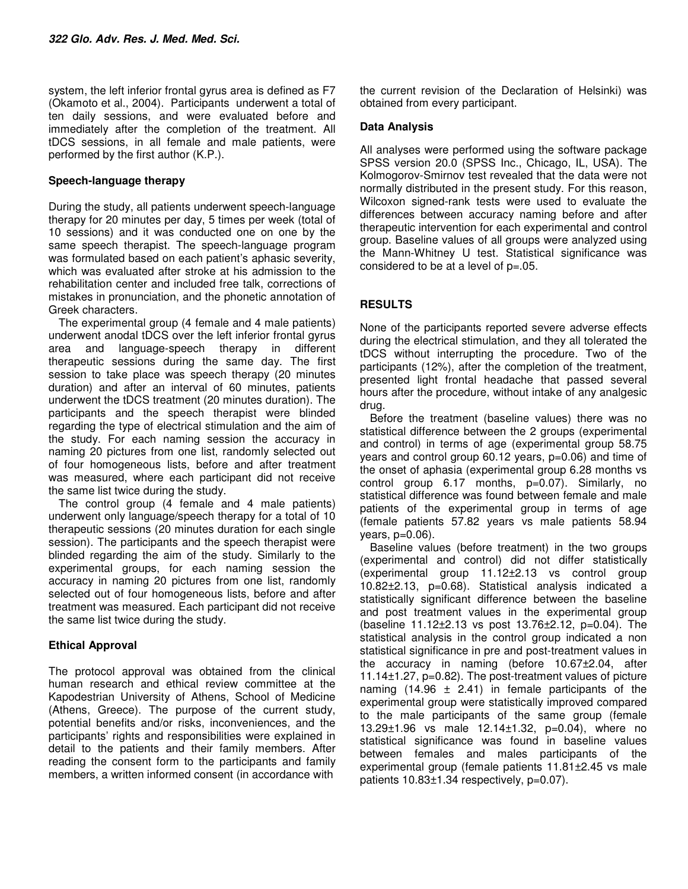system, the left inferior frontal gyrus area is defined as F7 (Okamoto et al., 2004). Participants underwent a total of ten daily sessions, and were evaluated before and immediately after the completion of the treatment. All tDCS sessions, in all female and male patients, were performed by the first author (K.P.).

### Speech-language therapy

During the study, all patients underwent speech-language therapy for 20 minutes per day, 5 times per week (total of 10 sessions) and it was conducted one on one by the same speech therapist. The speech-language program was formulated based on each patient's aphasic severity, which was evaluated after stroke at his admission to the rehabilitation center and included free talk, corrections of mistakes in pronunciation, and the phonetic annotation of Greek characters.

The experimental group (4 female and 4 male patients) underwent anodal tDCS over the left inferior frontal gyrus area and language-speech therapy in different therapeutic sessions during the same day. The first session to take place was speech therapy (20 minutes duration) and after an interval of 60 minutes, patients underwent the tDCS treatment (20 minutes duration). The participants and the speech therapist were blinded regarding the type of electrical stimulation and the aim of the study. For each naming session the accuracy in naming 20 pictures from one list, randomly selected out of four homogeneous lists, before and after treatment was measured, where each participant did not receive the same list twice during the study.

The control group (4 female and 4 male patients) underwent only language/speech therapy for a total of 10 therapeutic sessions (20 minutes duration for each single session). The participants and the speech therapist were blinded regarding the aim of the study. Similarly to the experimental groups, for each naming session the accuracy in naming 20 pictures from one list, randomly selected out of four homogeneous lists, before and after treatment was measured. Each participant did not receive the same list twice during the study.

### Ethical Approval

The protocol approval was obtained from the clinical human research and ethical review committee at the Kapodestrian University of Athens, School of Medicine (Athens, Greece). The purpose of the current study, potential benefits and/or risks, inconveniences, and the participants' rights and responsibilities were explained in detail to the patients and their family members. After reading the consent form to the participants and family members, a written informed consent (in accordance with the current revision of the Declaration of Helsinki) was obtained from every participant.

### Data Analysis

All analyses were performed using the software package SPSS version 20.0 (SPSS Inc., Chicago, IL, USA). The Kolmogorov-Smirnov test revealed that the data were not normally distributed in the present study. For this reason, Wilcoxon signed-rank tests were used to evaluate the differences between accuracy naming before and after therapeutic intervention for each experimental and control group. Baseline values of all groups were analyzed using the Mann-Whitney U test. Statistical significance was considered to be at a level of $p=.05$.

## RESULTS

None of the participants reported severe adverse effects during the electrical stimulation, and they all tolerated the tDCS without interrupting the procedure. Two of the participants (12%), after the completion of the treatment, presented light frontal headache that passed several hours after the procedure, without intake of any analgesic drug.

Before the treatment (baseline values) there was no statistical difference between the 2 groups (experimental and control) in terms of age (experimental group 58.75 years and control group 60.12 years, $p=0.06$) and time of the onset of aphasia (experimental group 6.28 months vs control group 6.17 months, $p=0.07$). Similarly, no statistical difference was found between female and male patients of the experimental group in terms of age (female patients 57.82 years vs male patients 58.94 years, $p=0.06$).

Baseline values (before treatment) in the two groups (experimental and control) did not differ statistically (experimental group $11.12 \pm 2.13$ vs control group $10.82 \pm 2.13$, $p=0.68$). Statistical analysis indicated a statistically significant difference between the baseline and post treatment values in the experimental group (baseline $11.12 \pm 2.13$ vs post $13.76 \pm 2.12$, $p=0.04$). The statistical analysis in the control group indicated a non statistical significance in pre and post-treatment values in the accuracy in naming (before $10.67 \pm 2.04$, after $11.14 \pm 1.27$, $p=0.82$). The post-treatment values of picture naming ($14.96 \pm 2.41$) in female participants of the experimental group were statistically improved compared to the male participants of the same group (female $13.29 \pm 1.96$ vs male $12.14 \pm 1.32$, $p=0.04$), where no statistical significance was found in baseline values between females and males participants of the experimental group (female patients $11.81 \pm 2.45$ vs male patients $10.83 \pm 1.34$ respectively, $p=0.07$).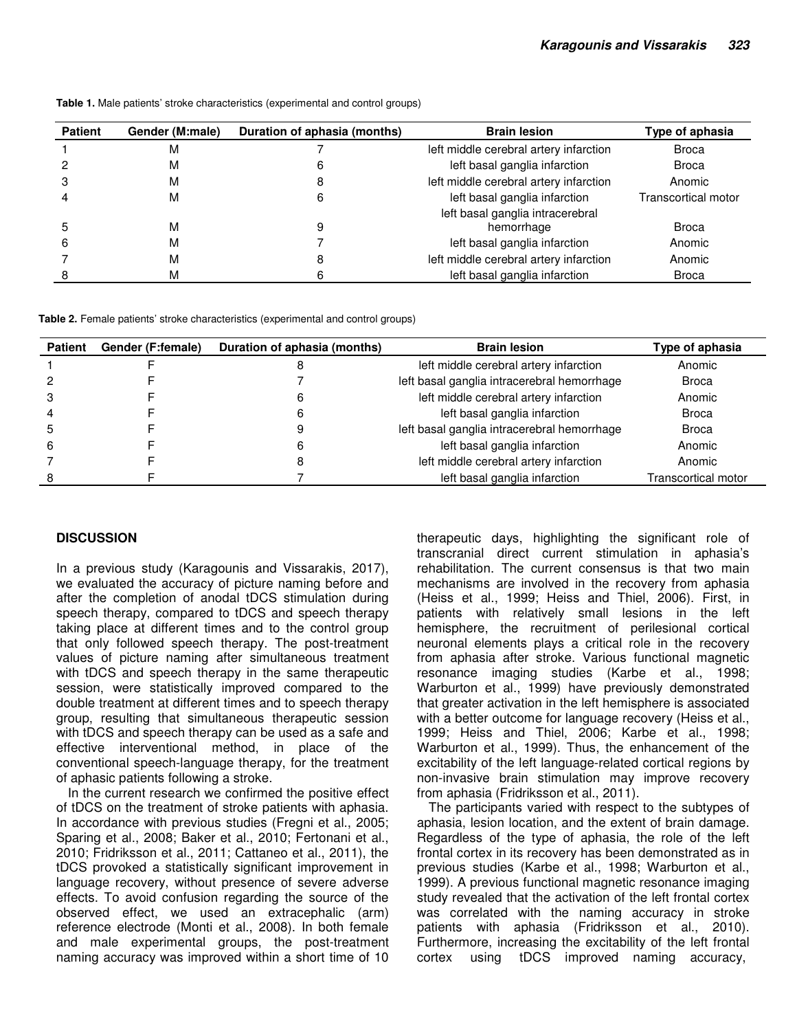**Table 1.** Male patients' stroke characteristics (experimental and control groups)

| Patient | Gender (M:male) | Duration of aphasia (months) | Brain lesion | Type of aphasia |
|---|---|---|---|---|
| 1 | M | 7 | left middle cerebral artery infarction | Broca |
| 2 | M | 6 | left basal ganglia infarction | Broca |
| 3 | M | 8 | left middle cerebral artery infarction | Anomic |
| 4 | M | 6 | left basal ganglia infarction | Transcortical motor |
| 5 | M | 9 | left basal ganglia intracerebral hemorrhage | Broca |
| 6 | M | 7 | left basal ganglia infarction | Anomic |
| 7 | M | 8 | left middle cerebral artery infarction | Anomic |
| 8 | M | 6 | left basal ganglia infarction | Broca |

**Table 2.** Female patients' stroke characteristics (experimental and control groups)

| Patient | Gender (F:female) | Duration of aphasia (months) | Brain lesion | Type of aphasia |
|---|---|---|---|---|
| 1 | F | 8 | left middle cerebral artery infarction | Anomic |
| 2 | F | 7 | left basal ganglia intracerebral hemorrhage | Broca |
| 3 | F | 6 | left middle cerebral artery infarction | Anomic |
| 4 | F | 6 | left basal ganglia infarction | Broca |
| 5 | F | 9 | left basal ganglia intracerebral hemorrhage | Broca |
| 6 | F | 6 | left basal ganglia infarction | Anomic |
| 7 | F | 8 | left middle cerebral artery infarction | Anomic |
| 8 | F | 7 | left basal ganglia infarction | Transcortical motor |

## DISCUSSION

In a previous study (Karagounis and Vissarakis, 2017), we evaluated the accuracy of picture naming before and after the completion of anodal tDCS stimulation during speech therapy, compared to tDCS and speech therapy taking place at different times and to the control group that only followed speech therapy. The post-treatment values of picture naming after simultaneous treatment with tDCS and speech therapy in the same therapeutic session, were statistically improved compared to the double treatment at different times and to speech therapy group, resulting that simultaneous therapeutic session with tDCS and speech therapy can be used as a safe and effective interventional method, in place of the conventional speech-language therapy, for the treatment of aphasic patients following a stroke.

In the current research we confirmed the positive effect of tDCS on the treatment of stroke patients with aphasia. In accordance with previous studies (Fregni et al., 2005; Sparing et al., 2008; Baker et al., 2010; Fertonani et al., 2010; Fridriksson et al., 2011; Cattaneo et al., 2011), the tDCS provoked a statistically significant improvement in language recovery, without presence of severe adverse effects. To avoid confusion regarding the source of the observed effect, we used an extracephalic (arm) reference electrode (Monti et al., 2008). In both female and male experimental groups, the post-treatment naming accuracy was improved within a short time of 10 therapeutic days, highlighting the significant role of transcranial direct current stimulation in aphasia's rehabilitation. The current consensus is that two main mechanisms are involved in the recovery from aphasia (Heiss et al., 1999; Heiss and Thiel, 2006). First, in patients with relatively small lesions in the left hemisphere, the recruitment of perilesional cortical neuronal elements plays a critical role in the recovery from aphasia after stroke. Various functional magnetic resonance imaging studies (Karbe et al., 1998; Warburton et al., 1999) have previously demonstrated that greater activation in the left hemisphere is associated with a better outcome for language recovery (Heiss et al., 1999; Heiss and Thiel, 2006; Karbe et al., 1998; Warburton et al., 1999). Thus, the enhancement of the excitability of the left language-related cortical regions by non-invasive brain stimulation may improve recovery from aphasia (Fridriksson et al., 2011).

The participants varied with respect to the subtypes of aphasia, lesion location, and the extent of brain damage. Regardless of the type of aphasia, the role of the left frontal cortex in its recovery has been demonstrated as in previous studies (Karbe et al., 1998; Warburton et al., 1999). A previous functional magnetic resonance imaging study revealed that the activation of the left frontal cortex was correlated with the naming accuracy in stroke patients with aphasia (Fridriksson et al., 2010). Furthermore, increasing the excitability of the left frontal cortex using tDCS improved naming accuracy,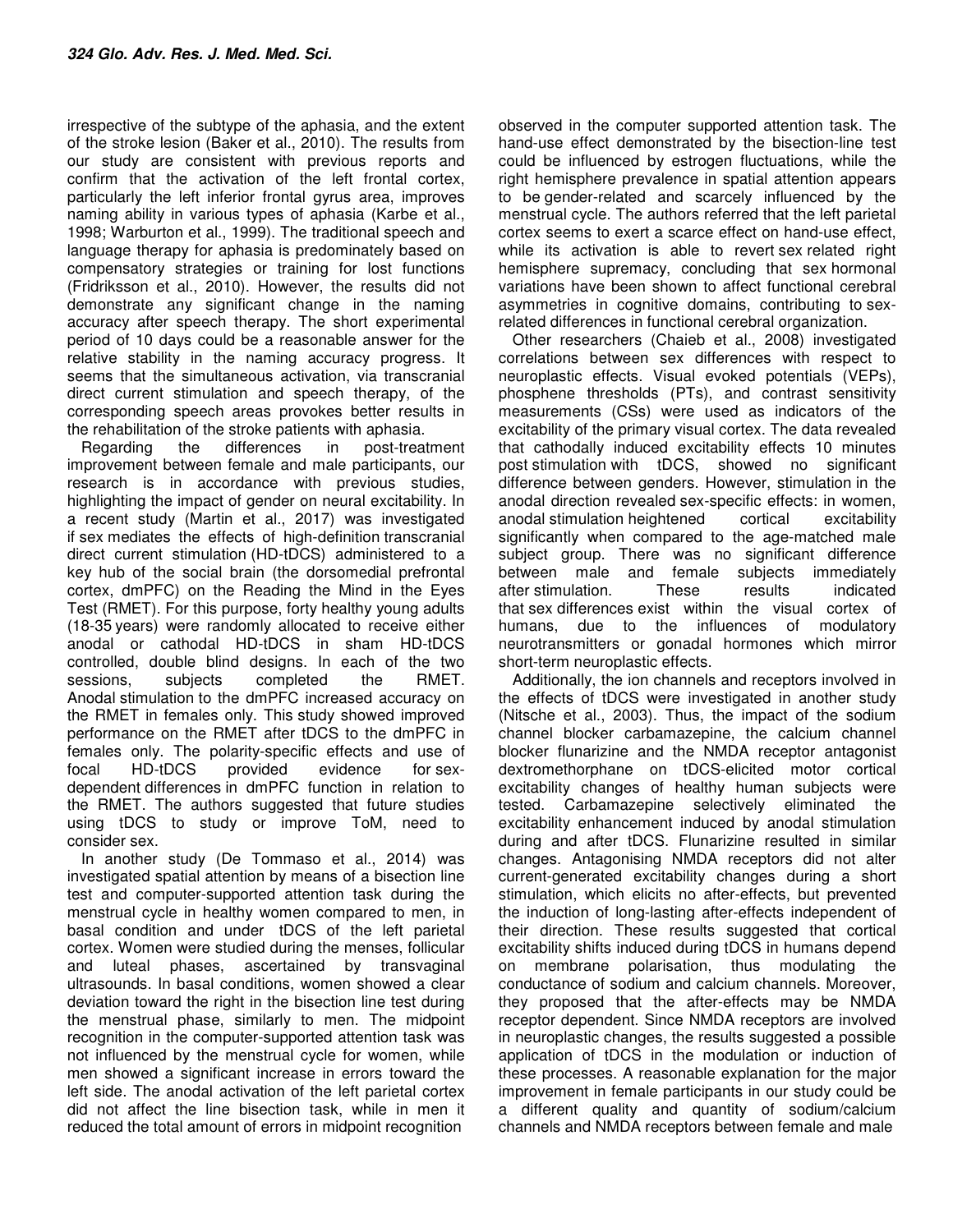irrespective of the subtype of the aphasia, and the extent of the stroke lesion (Baker et al., 2010). The results from our study are consistent with previous reports and confirm that the activation of the left frontal cortex, particularly the left inferior frontal gyrus area, improves naming ability in various types of aphasia (Karbe et al., 1998; Warburton et al., 1999). The traditional speech and language therapy for aphasia is predominately based on compensatory strategies or training for lost functions (Fridriksson et al., 2010). However, the results did not demonstrate any significant change in the naming accuracy after speech therapy. The short experimental period of 10 days could be a reasonable answer for the relative stability in the naming accuracy progress. It seems that the simultaneous activation, via transcranial direct current stimulation and speech therapy, of the corresponding speech areas provokes better results in the rehabilitation of the stroke patients with aphasia.

Regarding the differences in post-treatment improvement between female and male participants, our research is in accordance with previous studies, highlighting the impact of gender on neural excitability. In a recent study (Martin et al., 2017) was investigated if sex mediates the effects of high-definition transcranial direct current stimulation (HD-tDCS) administered to a key hub of the social brain (the dorsomedial prefrontal cortex, dmPFC) on the Reading the Mind in the Eyes Test (RMET). For this purpose, forty healthy young adults (18-35 years) were randomly allocated to receive either anodal or cathodal HD-tDCS in sham HD-tDCS controlled, double blind designs. In each of the two sessions, subjects completed the RMET. Anodal stimulation to the dmPFC increased accuracy on the RMET in females only. This study showed improved performance on the RMET after tDCS to the dmPFC in females only. The polarity-specific effects and use of focal HD-tDCS provided evidence for sex-dependent differences in dmPFC function in relation to the RMET. The authors suggested that future studies using tDCS to study or improve ToM, need to consider sex.

In another study (De Tommaso et al., 2014) was investigated spatial attention by means of a bisection line test and computer-supported attention task during the menstrual cycle in healthy women compared to men, in basal condition and under tDCS of the left parietal cortex. Women were studied during the menses, follicular and luteal phases, ascertained by transvaginal ultrasounds. In basal conditions, women showed a clear deviation toward the right in the bisection line test during the menstrual phase, similarly to men. The midpoint recognition in the computer-supported attention task was not influenced by the menstrual cycle for women, while men showed a significant increase in errors toward the left side. The anodal activation of the left parietal cortex did not affect the line bisection task, while in men it reduced the total amount of errors in midpoint recognition observed in the computer supported attention task. The hand-use effect demonstrated by the bisection-line test could be influenced by estrogen fluctuations, while the right hemisphere prevalence in spatial attention appears to be gender-related and scarcely influenced by the menstrual cycle. The authors referred that the left parietal cortex seems to exert a scarce effect on hand-use effect, while its activation is able to revert sex related right hemisphere supremacy, concluding that sex hormonal variations have been shown to affect functional cerebral asymmetries in cognitive domains, contributing to sex-related differences in functional cerebral organization.

Other researchers (Chaieb et al., 2008) investigated correlations between sex differences with respect to neuroplastic effects. Visual evoked potentials (VEPs), phosphene thresholds (PTs), and contrast sensitivity measurements (CSs) were used as indicators of the excitability of the primary visual cortex. The data revealed that cathodally induced excitability effects 10 minutes post stimulation with tDCS, showed no significant difference between genders. However, stimulation in the anodal direction revealed sex-specific effects: in women, anodal stimulation heightened cortical excitability significantly when compared to the age-matched male subject group. There was no significant difference between male and female subjects immediately after stimulation. These results indicated that sex differences exist within the visual cortex of humans, due to the influences of modulatory neurotransmitters or gonadal hormones which mirror short-term neuroplastic effects.

Additionally, the ion channels and receptors involved in the effects of tDCS were investigated in another study (Nitsche et al., 2003). Thus, the impact of the sodium channel blocker carbamazepine, the calcium channel blocker flunarizine and the NMDA receptor antagonist dextromethorphane on tDCS-elicited motor cortical excitability changes of healthy human subjects were tested. Carbamazepine selectively eliminated the excitability enhancement induced by anodal stimulation during and after tDCS. Flunarizine resulted in similar changes. Antagonising NMDA receptors did not alter current-generated excitability changes during a short stimulation, which elicits no after-effects, but prevented the induction of long-lasting after-effects independent of their direction. These results suggested that cortical excitability shifts induced during tDCS in humans depend on membrane polarisation, thus modulating the conductance of sodium and calcium channels. Moreover, they proposed that the after-effects may be NMDA receptor dependent. Since NMDA receptors are involved in neuroplastic changes, the results suggested a possible application of tDCS in the modulation or induction of these processes. A reasonable explanation for the major improvement in female participants in our study could be a different quality and quantity of sodium/calcium channels and NMDA receptors between female and male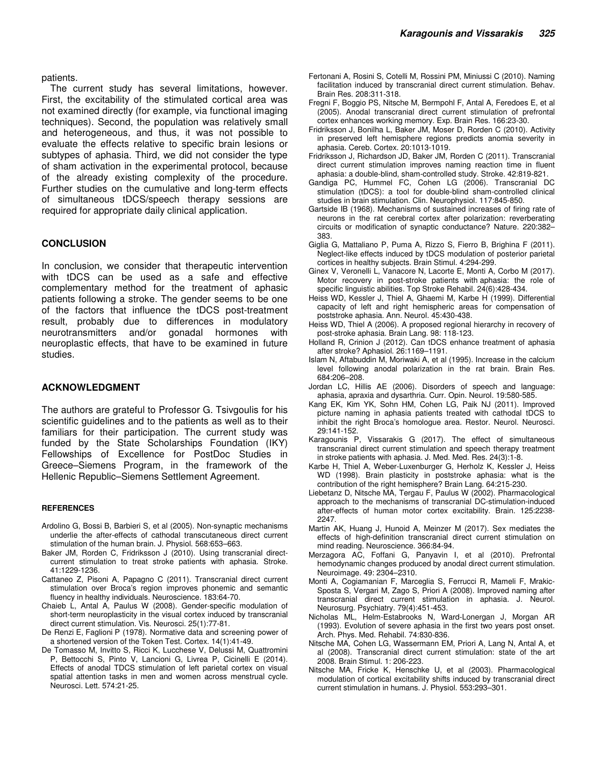patients.

The current study has several limitations, however. First, the excitability of the stimulated cortical area was not examined directly (for example, via functional imaging techniques). Second, the population was relatively small and heterogeneous, and thus, it was not possible to evaluate the effects relative to specific brain lesions or subtypes of aphasia. Third, we did not consider the type of sham activation in the experimental protocol, because of the already existing complexity of the procedure. Further studies on the cumulative and long-term effects of simultaneous tDCS/speech therapy sessions are required for appropriate daily clinical application.

## CONCLUSION

In conclusion, we consider that therapeutic intervention with tDCS can be used as a safe and effective complementary method for the treatment of aphasic patients following a stroke. The gender seems to be one of the factors that influence the tDCS post-treatment result, probably due to differences in modulatory neurotransmitters and/or gonadal hormones with neuroplastic effects, that have to be examined in future studies.

## ACKNOWLEDGMENT

The authors are grateful to Professor G. Tsivgoulis for his scientific guidelines and to the patients as well as to their familiars for their participation. The current study was funded by the State Scholarships Foundation (IKY) Fellowships of Excellence for PostDoc Studies in Greece–Siemens Program, in the framework of the Hellenic Republic–Siemens Settlement Agreement.

## REFERENCES

Ardolino G, Bossi B, Barbieri S, et al (2005). Non-synaptic mechanisms underlie the after-effects of cathodal transcutaneous direct current stimulation of the human brain. J. Physiol. 568:653–663.

Baker JM, Rorden C, Fridriksson J (2010). Using transcranial direct-current stimulation to treat stroke patients with aphasia. Stroke. 41:1229-1236.

Cattaneo Z, Pisoni A, Papagno C (2011). Transcranial direct current stimulation over Broca's region improves phonemic and semantic fluency in healthy individuals. Neuroscience. 183:64-70.

Chaieb L, Antal A, Paulus W (2008). Gender-specific modulation of short-term neuroplasticity in the visual cortex induced by transcranial direct current stimulation. Vis. Neurosci. 25(1):77-81.

De Renzi E, Faglioni P (1978). Normative data and screening power of a shortened version of the Token Test. Cortex. 14(1):41-49.

De Tomasso M, Invitto S, Ricci K, Lucchese V, Delussi M, Quattromini P, Bettocchi S, Pinto V, Lancioni G, Livrea P, Cicinelli E (2014). Effects of anodal TDCS stimulation of left parietal cortex on visual spatial attention tasks in men and women across menstrual cycle. Neurosci. Lett. 574:21-25.

Fertonani A, Rosini S, Cotelli M, Rossini PM, Miniussi C (2010). Naming facilitation induced by transcranial direct current stimulation. Behav. Brain Res. 208:311-318.

Fregni F, Boggio PS, Nitsche M, Bermpohl F, Antal A, Feredoes E, et al (2005). Anodal transcranial direct current stimulation of prefrontal cortex enhances working memory. Exp. Brain Res. 166:23-30.

Fridriksson J, Bonilha L, Baker JM, Moser D, Rorden C (2010). Activity in preserved left hemisphere regions predicts anomia severity in aphasia. Cereb. Cortex. 20:1013-1019.

Fridriksson J, Richardson JD, Baker JM, Rorden C (2011). Transcranial direct current stimulation improves naming reaction time in fluent aphasia: a double-blind, sham-controlled study. Stroke. 42:819-821.

Gandiga PC, Hummel FC, Cohen LG (2006). Transcranial DC stimulation (tDCS): a tool for double-blind sham-controlled clinical studies in brain stimulation. Clin. Neurophysiol. 117:845-850.

Gartside IB (1968). Mechanisms of sustained increases of firing rate of neurons in the rat cerebral cortex after polarization: reverberating circuits or modification of synaptic conductance? Nature. 220:382–383.

Giglia G, Mattaliano P, Puma A, Rizzo S, Fierro B, Brighina F (2011). Neglect-like effects induced by tDCS modulation of posterior parietal cortices in healthy subjects. Brain Stimul. 4:294-299.

Ginex V, Veronelli L, Vanacore N, Lacorte E, Monti A, Corbo M (2017). Motor recovery in post-stroke patients with aphasia: the role of specific linguistic abilities. Top Stroke Rehabil. 24(6):428-434.

Heiss WD, Kessler J, Thiel A, Ghaemi M, Karbe H (1999). Differential capacity of left and right hemispheric areas for compensation of poststroke aphasia. Ann. Neurol. 45:430-438.

Heiss WD, Thiel A (2006). A proposed regional hierarchy in recovery of post-stroke aphasia. Brain Lang. 98: 118-123.

Holland R, Crinion J (2012). Can tDCS enhance treatment of aphasia after stroke? Aphasiol. 26:1169–1191.

Islam N, Aftabuddin M, Moriwaki A, et al (1995). Increase in the calcium level following anodal polarization in the rat brain. Brain Res. 684:206–208.

Jordan LC, Hillis AE (2006). Disorders of speech and language: aphasia, apraxia and dysarthria. Curr. Opin. Neurol. 19:580-585.

Kang EK, Kim YK, Sohn HM, Cohen LG, Paik NJ (2011). Improved picture naming in aphasia patients treated with cathodal tDCS to inhibit the right Broca's homologue area. Restor. Neurol. Neurosci. 29:141-152.

Karagounis P, Vissarakis G (2017). The effect of simultaneous transcranial direct current stimulation and speech therapy treatment in stroke patients with aphasia. J. Med. Med. Res. 24(3):1-8.

Karbe H, Thiel A, Weber-Luxenburger G, Herholz K, Kessler J, Heiss WD (1998). Brain plasticity in poststroke aphasia: what is the contribution of the right hemisphere? Brain Lang. 64:215-230.

Liebetanz D, Nitsche MA, Tergau F, Paulus W (2002). Pharmacological approach to the mechanisms of transcranial DC-stimulation-induced after-effects of human motor cortex excitability. Brain. 125:2238-2247.

Martin AK, Huang J, Hunoid A, Meinzer M (2017). Sex mediates the effects of high-definition transcranial direct current stimulation on mind reading. Neuroscience. 366:84-94.

Merzagora AC, Foffani G, Panyavin I, et al (2010). Prefrontal hemodynamic changes produced by anodal direct current stimulation. Neuroimage. 49: 2304–2310.

Monti A, Cogiamanian F, Marceglia S, Ferrucci R, Mameli F, Mrakic-Sposta S, Vergari M, Zago S, Priori A (2008). Improved naming after transcranial direct current stimulation in aphasia. J. Neurol. Neurosurg. Psychiatry. 79(4):451-453.

Nicholas ML, Helm-Estabrooks N, Ward-Lonergan J, Morgan AR (1993). Evolution of severe aphasia in the first two years post onset. Arch. Phys. Med. Rehabil. 74:830-836.

Nitsche MA, Cohen LG, Wassermann EM, Priori A, Lang N, Antal A, et al (2008). Transcranial direct current stimulation: state of the art 2008. Brain Stimul. 1: 206-223.

Nitsche MA, Fricke K, Henschke U, et al (2003). Pharmacological modulation of cortical excitability shifts induced by transcranial direct current stimulation in humans. J. Physiol. 553:293–301.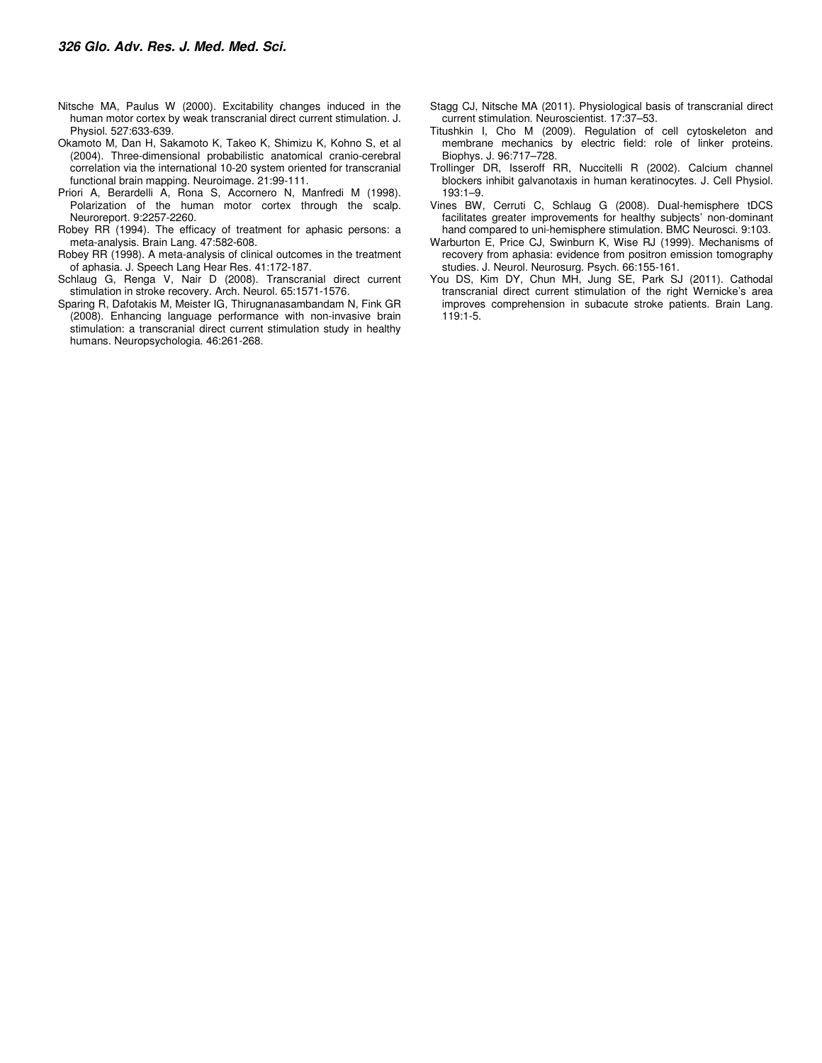Nitsche MA, Paulus W (2000). Excitability changes induced in the human motor cortex by weak transcranial direct current stimulation. J. Physiol. 527:633-639.

Okamoto M, Dan H, Sakamoto K, Takeo K, Shimizu K, Kohno S, et al (2004). Three-dimensional probabilistic anatomical cranio-cerebral correlation via the international 10-20 system oriented for transcranial functional brain mapping. Neuroimage. 21:99-111.

Priori A, Berardelli A, Rona S, Accornero N, Manfredi M (1998). Polarization of the human motor cortex through the scalp. Neuroreport. 9:2257-2260.

Robey RR (1994). The efficacy of treatment for aphasic persons: a meta-analysis. Brain Lang. 47:582-608.

Robey RR (1998). A meta-analysis of clinical outcomes in the treatment of aphasia. J. Speech Lang Hear Res. 41:172-187.

Schlaug G, Renga V, Nair D (2008). Transcranial direct current stimulation in stroke recovery. Arch. Neurol. 65:1571-1576.

Sparing R, Dafotakis M, Meister IG, Thirugnanasambandam N, Fink GR (2008). Enhancing language performance with non-invasive brain stimulation: a transcranial direct current stimulation study in healthy humans. Neuropsychologia. 46:261-268.

Stagg CJ, Nitsche MA (2011). Physiological basis of transcranial direct current stimulation. Neuroscientist. 17:37–53.

Titushkin I, Cho M (2009). Regulation of cell cytoskeleton and membrane mechanics by electric field: role of linker proteins. Biophys. J. 96:717–728.

Trollinger DR, Isseroff RR, Nuccitelli R (2002). Calcium channel blockers inhibit galvanotaxis in human keratinocytes. J. Cell Physiol. 193:1–9.

Vines BW, Cerruti C, Schlaug G (2008). Dual-hemisphere tDCS facilitates greater improvements for healthy subjects' non-dominant hand compared to uni-hemisphere stimulation. BMC Neurosci. 9:103.

Warburton E, Price CJ, Swinburn K, Wise RJ (1999). Mechanisms of recovery from aphasia: evidence from positron emission tomography studies. J. Neurol. Neurosurg. Psych. 66:155-161.

You DS, Kim DY, Chun MH, Jung SE, Park SJ (2011). Cathodal transcranial direct current stimulation of the right Wernicke's area improves comprehension in subacute stroke patients. Brain Lang. 119:1-5.